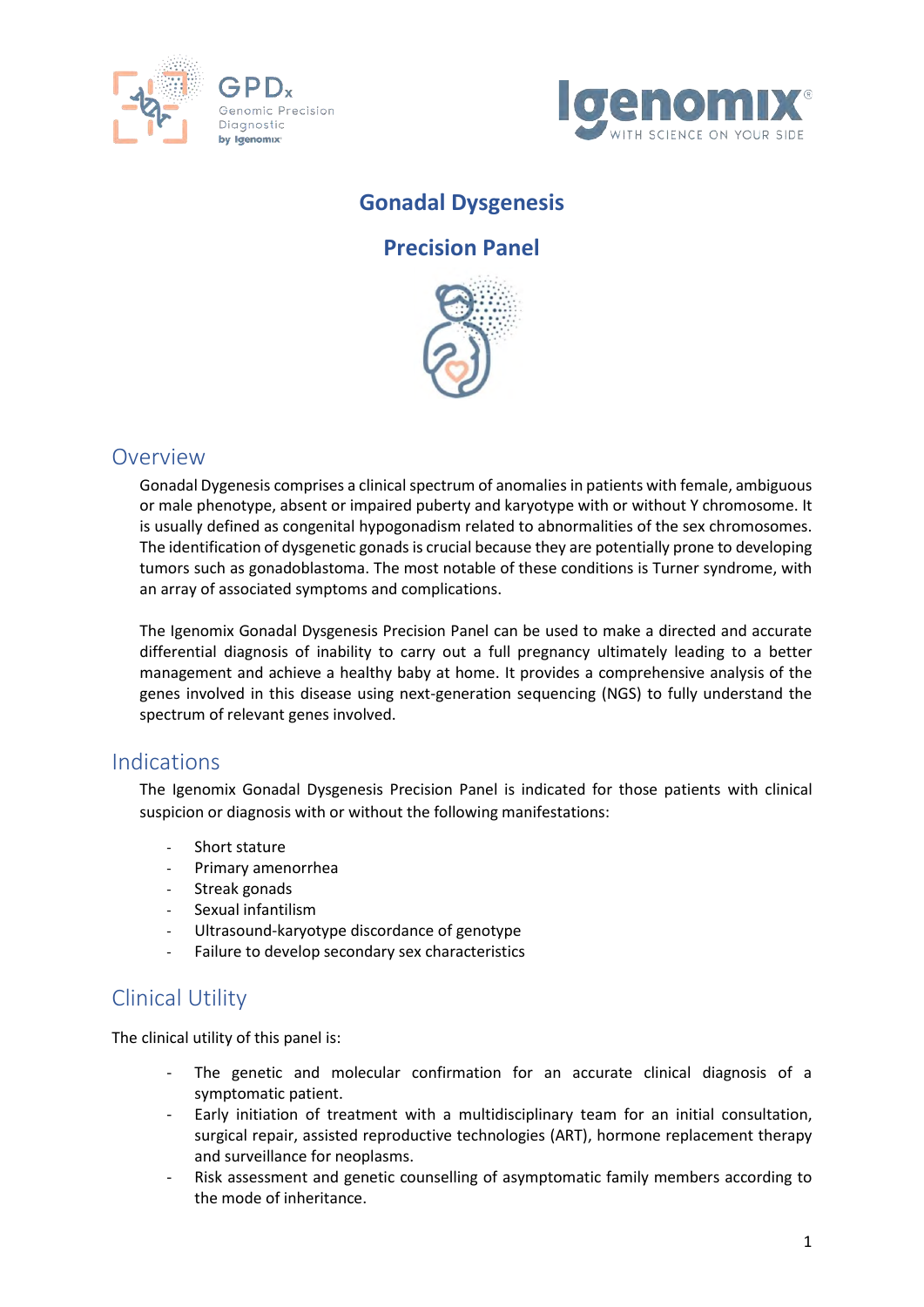# Gonadal Dysgenesis

# Precision Panel

## Overview

Gonadal Dygenesis comprises a clinical spectrum of anomalies in patients with female, ambiguous or male phenotype, absent or impaired puberty and karyotype with or without Y chromosome. It is usually defined as congenital hypogonadism related to abnormalities of the sex chromosomes. The identification of dysgenetic gonads is crucial because they are potentially prone to developing tumors such as gonadoblastoma. The most notable of these conditions is Turner syndrome, with an array of associated symptoms and complications.

The Igenomix Gonadal Dysgenesis Precision Panel can be used to make a directed and accurate differential diagnosis of inability to carry out a full pregnancy ultimately leading to a better management and achieve a healthy baby at home. It provides a comprehensive analysis of the genes involved in this disease using next-generation sequencing (NGS) to fully understand the spectrum of relevant genes involved.

## Indications

The Igenomix Gonadal Dysgenesis Precision Panel is indicated for those patients with clinical suspicion or diagnosis with or without the following manifestations:

- Short stature
- Primary amenorrhea
- Streak gonads
- Sexual infantilism
- Ultrasound-karyotype discordance of genotype
- Failure to develop secondary sex characteristics

## Clinical Utility

The clinical utility of this panel is:

- The genetic and molecular confirmation for an accurate clinical diagnosis of a symptomatic patient.
- Early initiation of treatment with a multidisciplinary team for an initial consultation, surgical repair, assisted reproductive technologies (ART), hormone replacement therapy and surveillance for neoplasms.
- Risk assessment and genetic counselling of asymptomatic family members according to the mode of inheritance.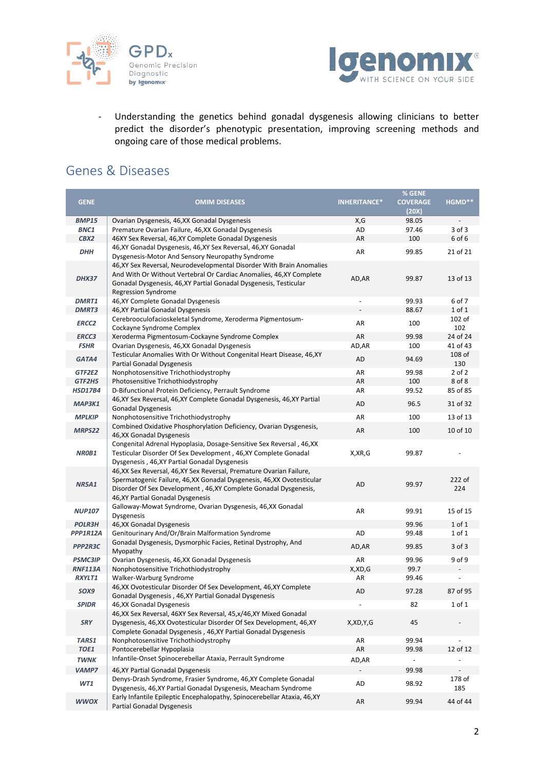- Understanding the genetics behind gonadal dysgenesis allowing clinicians to better predict the disorder's phenotypic presentation, improving screening methods and ongoing care of those medical problems.

## Genes & Diseases

| GENE | OMIM DISEASES | INHERITANCE* | % GENE COVERAGE (20X) | HGMD** |
|---|---|---|---|---|
| *BMP15* | Ovarian Dysgenesis, 46,XX Gonadal Dysgenesis | X,G | 98.05 | - |
| *BNC1* | Premature Ovarian Failure, 46,XX Gonadal Dysgenesis | AD | 97.46 | 3 of 3 |
| *CBX2* | 46XY Sex Reversal, 46,XY Complete Gonadal Dysgenesis | AR | 100 | 6 of 6 |
| *DHH* | 46,XY Gonadal Dysgenesis, 46,XY Sex Reversal, 46,XY Gonadal Dysgenesis-Motor And Sensory Neuropathy Syndrome | AR | 99.85 | 21 of 21 |
| *DHX37* | 46,XY Sex Reversal, Neurodevelopmental Disorder With Brain Anomalies And With Or Without Vertebral Or Cardiac Anomalies, 46,XY Complete Gonadal Dysgenesis, 46,XY Partial Gonadal Dysgenesis, Testicular Regression Syndrome | AD,AR | 99.87 | 13 of 13 |
| *DMRT1* | 46,XY Complete Gonadal Dysgenesis | - | 99.93 | 6 of 7 |
| *DMRT3* | 46,XY Partial Gonadal Dysgenesis | - | 88.67 | 1 of 1 |
| *ERCC2* | Cerebrooculofacioskeletal Syndrome, Xeroderma Pigmentosum-Cockayne Syndrome Complex | AR | 100 | 102 of 102 |
| *ERCC3* | Xeroderma Pigmentosum-Cockayne Syndrome Complex | AR | 99.98 | 24 of 24 |
| *FSHR* | Ovarian Dysgenesis, 46,XX Gonadal Dysgenesis | AD,AR | 100 | 41 of 43 |
| *GATA4* | Testicular Anomalies With Or Without Congenital Heart Disease, 46,XY Partial Gonadal Dysgenesis | AD | 94.69 | 108 of 130 |
| *GTF2E2* | Nonphotosensitive Trichothiodystrophy | AR | 99.98 | 2 of 2 |
| *GTF2H5* | Photosensitive Trichothiodystrophy | AR | 100 | 8 of 8 |
| *HSD17B4* | D-Bifunctional Protein Deficiency, Perrault Syndrome | AR | 99.52 | 85 of 85 |
| *MAP3K1* | 46,XY Sex Reversal, 46,XY Complete Gonadal Dysgenesis, 46,XY Partial Gonadal Dysgenesis | AD | 96.5 | 31 of 32 |
| *MPLKIP* | Nonphotosensitive Trichothiodystrophy | AR | 100 | 13 of 13 |
| *MRPS22* | Combined Oxidative Phosphorylation Deficiency, Ovarian Dysgenesis, 46,XX Gonadal Dysgenesis | AR | 100 | 10 of 10 |
| *NR0B1* | Congenital Adrenal Hypoplasia, Dosage-Sensitive Sex Reversal , 46,XX Testicular Disorder Of Sex Development , 46,XY Complete Gonadal Dysgenesis , 46,XY Partial Gonadal Dysgenesis | X,XR,G | 99.87 | - |
| *NR5A1* | 46,XX Sex Reversal, 46,XY Sex Reversal, Premature Ovarian Failure, Spermatogenic Failure, 46,XX Gonadal Dysgenesis, 46,XX Ovotesticular Disorder Of Sex Development , 46,XY Complete Gonadal Dysgenesis, 46,XY Partial Gonadal Dysgenesis | AD | 99.97 | 222 of 224 |
| *NUP107* | Galloway-Mowat Syndrome, Ovarian Dysgenesis, 46,XX Gonadal Dysgenesis | AR | 99.91 | 15 of 15 |
| *POLR3H* | 46,XX Gonadal Dysgenesis | | 99.96 | 1 of 1 |
| *PPP1R12A* | Genitourinary And/Or/Brain Malformation Syndrome | AD | 99.48 | 1 of 1 |
| *PPP2R3C* | Gonadal Dysgenesis, Dysmorphic Facies, Retinal Dystrophy, And Myopathy | AD,AR | 99.85 | 3 of 3 |
| *PSMC3IP* | Ovarian Dysgenesis, 46,XX Gonadal Dysgenesis | AR | 99.96 | 9 of 9 |
| *RNF113A* | Nonphotosensitive Trichothiodystrophy | X,XD,G | 99.7 | - |
| *RXYLT1* | Walker-Warburg Syndrome | AR | 99.46 | - |
| *SOX9* | 46,XX Ovotesticular Disorder Of Sex Development, 46,XY Complete Gonadal Dysgenesis , 46,XY Partial Gonadal Dysgenesis | AD | 97.28 | 87 of 95 |
| *SPIDR* | 46,XX Gonadal Dysgenesis | - | 82 | 1 of 1 |
| *SRY* | 46,XX Sex Reversal, 46XY Sex Reversal, 45,x/46,XY Mixed Gonadal Dysgenesis, 46,XX Ovotesticular Disorder Of Sex Development, 46,XY Complete Gonadal Dysgenesis , 46,XY Partial Gonadal Dysgenesis | X,XD,Y,G | 45 | - |
| *TARS1* | Nonphotosensitive Trichothiodystrophy | AR | 99.94 | - |
| *TOE1* | Pontocerebellar Hypoplasia | AR | 99.98 | 12 of 12 |
| *TWNK* | Infantile-Onset Spinocerebellar Ataxia, Perrault Syndrome | AD,AR | - | - |
| *VAMP7* | 46,XY Partial Gonadal Dysgenesis | - | 99.98 | - |
| *WT1* | Denys-Drash Syndrome, Frasier Syndrome, 46,XY Complete Gonadal Dysgenesis, 46,XY Partial Gonadal Dysgenesis, Meacham Syndrome | AD | 98.92 | 178 of 185 |
| *WWOX* | Early Infantile Epileptic Encephalopathy, Spinocerebellar Ataxia, 46,XY Partial Gonadal Dysgenesis | AR | 99.94 | 44 of 44 |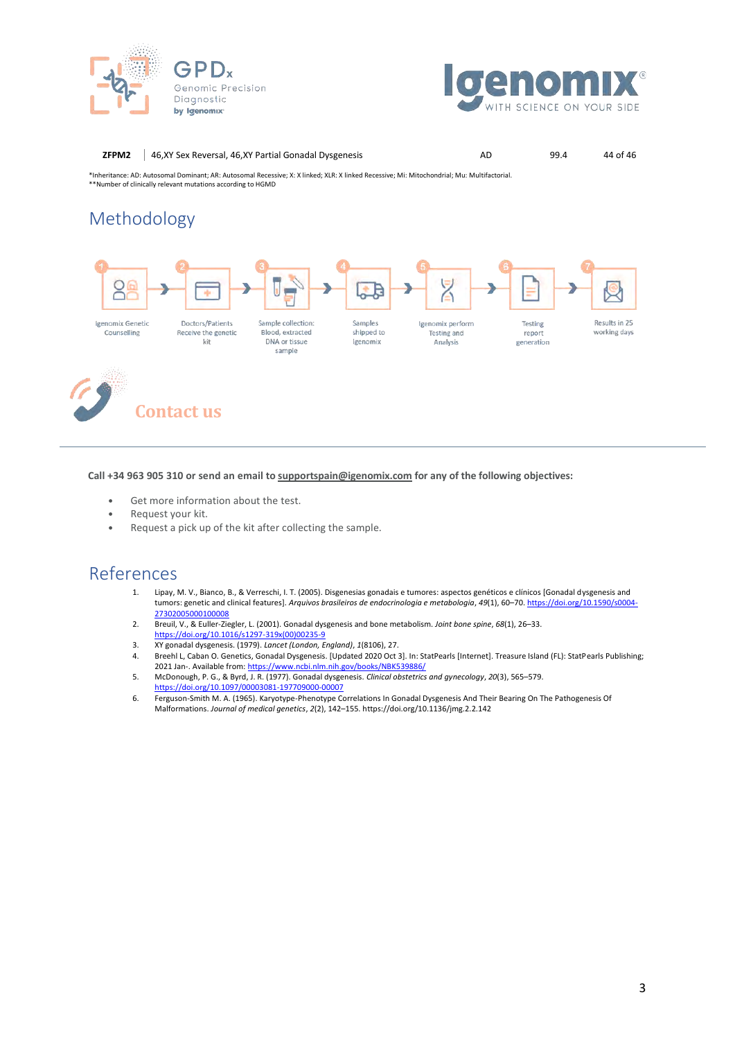| | | | | |
|---|---|---|---|---|
| **ZFPM2** | 46,XY Sex Reversal, 46,XY Partial Gonadal Dysgenesis | AD | 99.4 | 44 of 46 |

*Inheritance: AD: Autosomal Dominant; AR: Autosomal Recessive; X: X linked; XLR: X linked Recessive; Mi: Mitochondrial; Mu: Multifactorial.
**Number of clinically relevant mutations according to HGMD

# Methodology

1. Igenomix Genetic Counselling
2. Doctors/Patients Receive the genetic kit
3. Sample collection: Blood, extracted DNA or tissue sample
4. Samples shipped to Igenomix
5. Igenomix perform Testing and Analysis
6. Testing report generation
7. Results in 25 working days

# Contact us

**Call +34 963 905 310 or send an email to supportspain@igenomix.com for any of the following objectives:**

- Get more information about the test.
- Request your kit.
- Request a pick up of the kit after collecting the sample.

# References

1. Lipay, M. V., Bianco, B., & Verreschi, I. T. (2005). Disgenesias gonadais e tumores: aspectos genéticos e clínicos [Gonadal dysgenesis and tumors: genetic and clinical features]. *Arquivos brasileiros de endocrinologia e metabologia*, *49*(1), 60–70. https://doi.org/10.1590/s0004-27302005000100008
2. Breuil, V., & Euller-Ziegler, L. (2001). Gonadal dysgenesis and bone metabolism. *Joint bone spine*, *68*(1), 26–33. https://doi.org/10.1016/s1297-319x(00)00235-9
3. XY gonadal dysgenesis. (1979). *Lancet (London, England)*, *1*(8106), 27.
4. Breehl L, Caban O. Genetics, Gonadal Dysgenesis. [Updated 2020 Oct 3]. In: StatPearls [Internet]. Treasure Island (FL): StatPearls Publishing; 2021 Jan-. Available from: https://www.ncbi.nlm.nih.gov/books/NBK539886/
5. McDonough, P. G., & Byrd, J. R. (1977). Gonadal dysgenesis. *Clinical obstetrics and gynecology*, *20*(3), 565–579. https://doi.org/10.1097/00003081-197709000-00007
6. Ferguson-Smith M. A. (1965). Karyotype-Phenotype Correlations In Gonadal Dysgenesis And Their Bearing On The Pathogenesis Of Malformations. *Journal of medical genetics*, *2*(2), 142–155. https://doi.org/10.1136/jmg.2.2.142